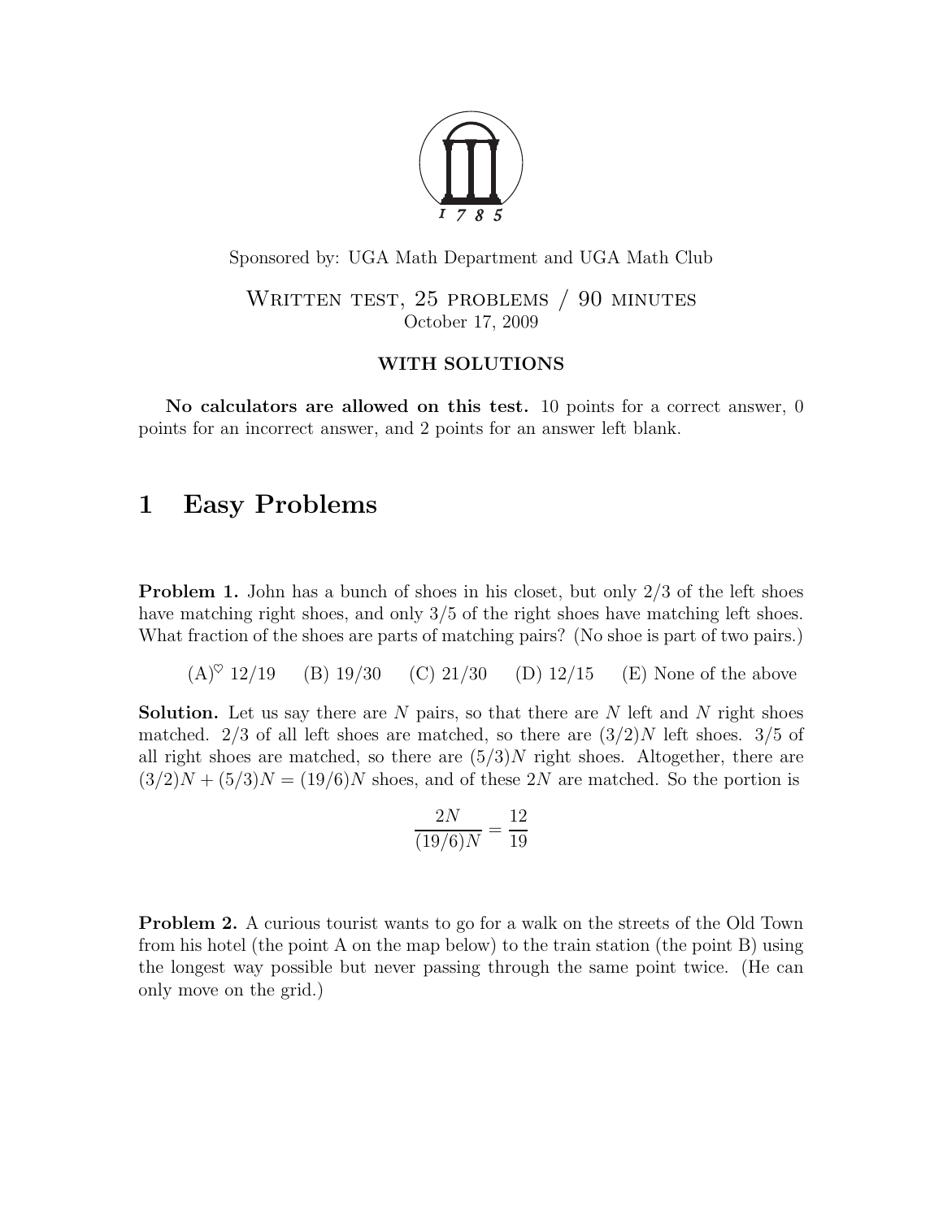Sponsored by: UGA Math Department and UGA Math Club

Written test, 25 problems / 90 minutes

October 17, 2009

**WITH SOLUTIONS**

**No calculators are allowed on this test.** 10 points for a correct answer, 0 points for an incorrect answer, and 2 points for an answer left blank.

# 1 Easy Problems

**Problem 1.** John has a bunch of shoes in his closet, but only 2/3 of the left shoes have matching right shoes, and only 3/5 of the right shoes have matching left shoes. What fraction of the shoes are parts of matching pairs? (No shoe is part of two pairs.)

(A)$^\heartsuit$ 12/19 (B) 19/30 (C) 21/30 (D) 12/15 (E) None of the above

**Solution.** Let us say there are $N$ pairs, so that there are $N$ left and $N$ right shoes matched. 2/3 of all left shoes are matched, so there are $(3/2)N$ left shoes. 3/5 of all right shoes are matched, so there are $(5/3)N$ right shoes. Altogether, there are $(3/2)N + (5/3)N = (19/6)N$ shoes, and of these $2N$ are matched. So the portion is

$$\frac{2N}{(19/6)N} = \frac{12}{19}$$

**Problem 2.** A curious tourist wants to go for a walk on the streets of the Old Town from his hotel (the point A on the map below) to the train station (the point B) using the longest way possible but never passing through the same point twice. (He can only move on the grid.)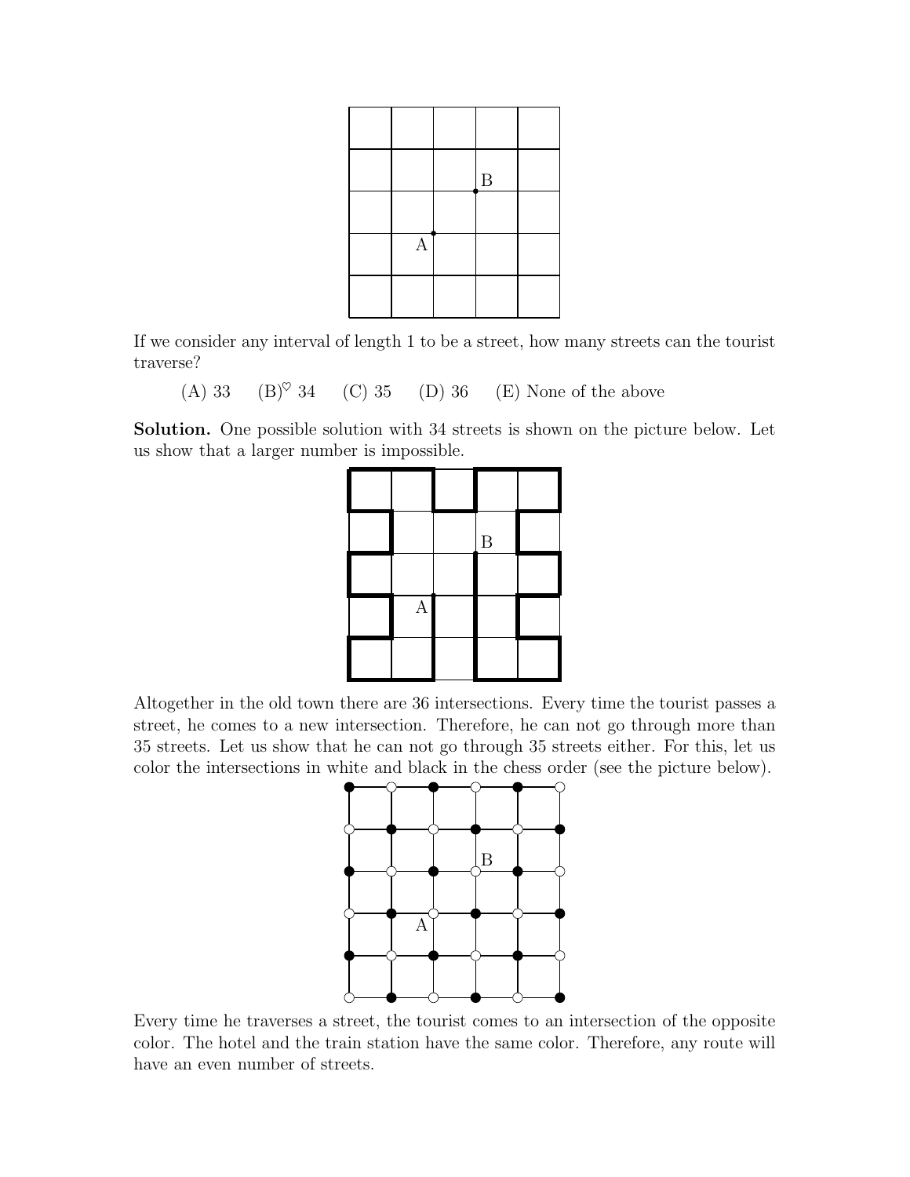If we consider any interval of length 1 to be a street, how many streets can the tourist traverse?

(A) 33 (B)$^\heartsuit$ 34 (C) 35 (D) 36 (E) None of the above

**Solution.** One possible solution with 34 streets is shown on the picture below. Let us show that a larger number is impossible.

Altogether in the old town there are 36 intersections. Every time the tourist passes a street, he comes to a new intersection. Therefore, he can not go through more than 35 streets. Let us show that he can not go through 35 streets either. For this, let us color the intersections in white and black in the chess order (see the picture below).

Every time he traverses a street, the tourist comes to an intersection of the opposite color. The hotel and the train station have the same color. Therefore, any route will have an even number of streets.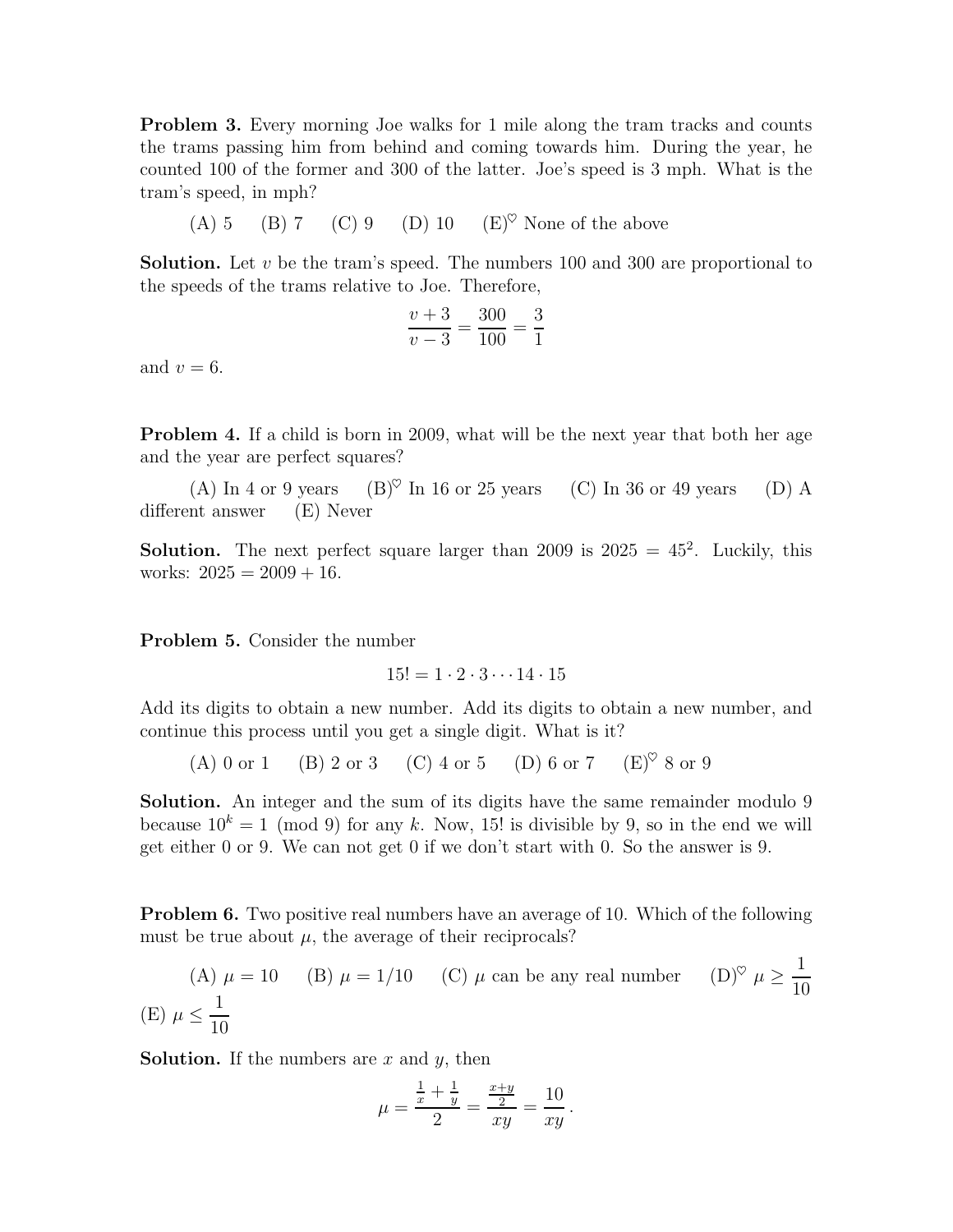**Problem 3.** Every morning Joe walks for 1 mile along the tram tracks and counts the trams passing him from behind and coming towards him. During the year, he counted 100 of the former and 300 of the latter. Joe's speed is 3 mph. What is the tram's speed, in mph?

(A) 5 (B) 7 (C) 9 (D) 10 (E)$^\heartsuit$ None of the above

**Solution.** Let $v$ be the tram's speed. The numbers 100 and 300 are proportional to the speeds of the trams relative to Joe. Therefore,

$$\frac{v+3}{v-3} = \frac{300}{100} = \frac{3}{1}$$

and $v = 6$.

**Problem 4.** If a child is born in 2009, what will be the next year that both her age and the year are perfect squares?

(A) In 4 or 9 years (B)$^\heartsuit$ In 16 or 25 years (C) In 36 or 49 years (D) A different answer (E) Never

**Solution.** The next perfect square larger than 2009 is $2025 = 45^2$. Luckily, this works: $2025 = 2009 + 16$.

**Problem 5.** Consider the number

$$15! = 1 \cdot 2 \cdot 3 \cdots 14 \cdot 15$$

Add its digits to obtain a new number. Add its digits to obtain a new number, and continue this process until you get a single digit. What is it?

(A) 0 or 1 (B) 2 or 3 (C) 4 or 5 (D) 6 or 7 (E)$^\heartsuit$ 8 or 9

**Solution.** An integer and the sum of its digits have the same remainder modulo 9 because $10^k = 1 \pmod 9$ for any $k$. Now, 15! is divisible by 9, so in the end we will get either 0 or 9. We can not get 0 if we don't start with 0. So the answer is 9.

**Problem 6.** Two positive real numbers have an average of 10. Which of the following must be true about $\mu$, the average of their reciprocals?

(A) $\mu = 10$ (B) $\mu = 1/10$ (C) $\mu$ can be any real number (D)$^\heartsuit$ $\mu \geq \dfrac{1}{10}$ (E) $\mu \leq \dfrac{1}{10}$

**Solution.** If the numbers are $x$ and $y$, then

$$\mu = \frac{\frac{1}{x} + \frac{1}{y}}{2} = \frac{\frac{x+y}{2}}{xy} = \frac{10}{xy}.$$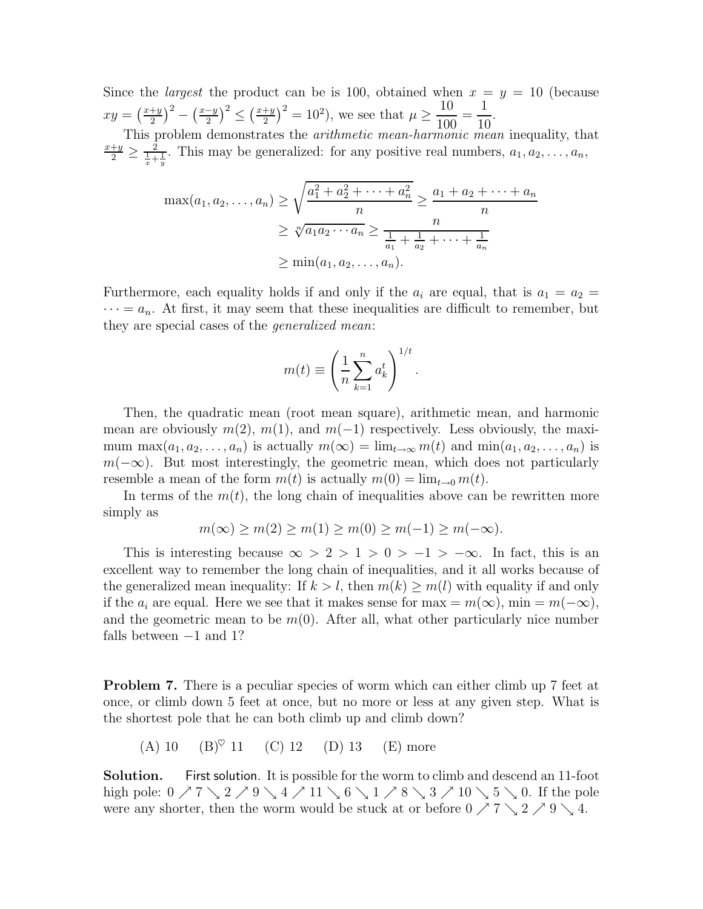Since the *largest* the product can be is 100, obtained when $x = y = 10$ (because $xy = \left(\frac{x+y}{2}\right)^2 - \left(\frac{x-y}{2}\right)^2 \le \left(\frac{x+y}{2}\right)^2 = 10^2$), we see that $\mu \ge \dfrac{10}{100} = \dfrac{1}{10}$.

This problem demonstrates the *arithmetic mean-harmonic mean* inequality, that $\frac{x+y}{2} \ge \frac{2}{\frac{1}{x}+\frac{1}{y}}$. This may be generalized: for any positive real numbers, $a_1, a_2, \ldots, a_n$,

$$
\begin{aligned}
\max(a_1, a_2, \ldots, a_n) &\ge \sqrt{\frac{a_1^2 + a_2^2 + \cdots + a_n^2}{n}} \ge \frac{a_1 + a_2 + \cdots + a_n}{n} \\
&\ge \sqrt[n]{a_1 a_2 \cdots a_n} \ge \frac{n}{\frac{1}{a_1} + \frac{1}{a_2} + \cdots + \frac{1}{a_n}} \\
&\ge \min(a_1, a_2, \ldots, a_n).
\end{aligned}
$$

Furthermore, each equality holds if and only if the $a_i$ are equal, that is $a_1 = a_2 = \cdots = a_n$. At first, it may seem that these inequalities are difficult to remember, but they are special cases of the *generalized mean*:

$$
m(t) \equiv \left( \frac{1}{n} \sum_{k=1}^{n} a_k^t \right)^{1/t}.
$$

Then, the quadratic mean (root mean square), arithmetic mean, and harmonic mean are obviously $m(2)$, $m(1)$, and $m(-1)$ respectively. Less obviously, the maximum $\max(a_1, a_2, \ldots, a_n)$ is actually $m(\infty) = \lim_{t\to\infty} m(t)$ and $\min(a_1, a_2, \ldots, a_n)$ is $m(-\infty)$. But most interestingly, the geometric mean, which does not particularly resemble a mean of the form $m(t)$ is actually $m(0) = \lim_{t\to 0} m(t)$.

In terms of the $m(t)$, the long chain of inequalities above can be rewritten more simply as

$$
m(\infty) \ge m(2) \ge m(1) \ge m(0) \ge m(-1) \ge m(-\infty).
$$

This is interesting because $\infty > 2 > 1 > 0 > -1 > -\infty$. In fact, this is an excellent way to remember the long chain of inequalities, and it all works because of the generalized mean inequality: If $k > l$, then $m(k) \ge m(l)$ with equality if and only if the $a_i$ are equal. Here we see that it makes sense for $\max = m(\infty)$, $\min = m(-\infty)$, and the geometric mean to be $m(0)$. After all, what other particularly nice number falls between $-1$ and 1?

**Problem 7.** There is a peculiar species of worm which can either climb up 7 feet at once, or climb down 5 feet at once, but no more or less at any given step. What is the shortest pole that he can both climb up and climb down?

(A) 10 (B)$^{\heartsuit}$ 11 (C) 12 (D) 13 (E) more

**Solution.** First solution. It is possible for the worm to climb and descend an 11-foot high pole: $0 \nearrow 7 \searrow 2 \nearrow 9 \searrow 4 \nearrow 11 \searrow 6 \searrow 1 \nearrow 8 \searrow 3 \nearrow 10 \searrow 5 \searrow 0$. If the pole were any shorter, then the worm would be stuck at or before $0 \nearrow 7 \searrow 2 \nearrow 9 \searrow 4$.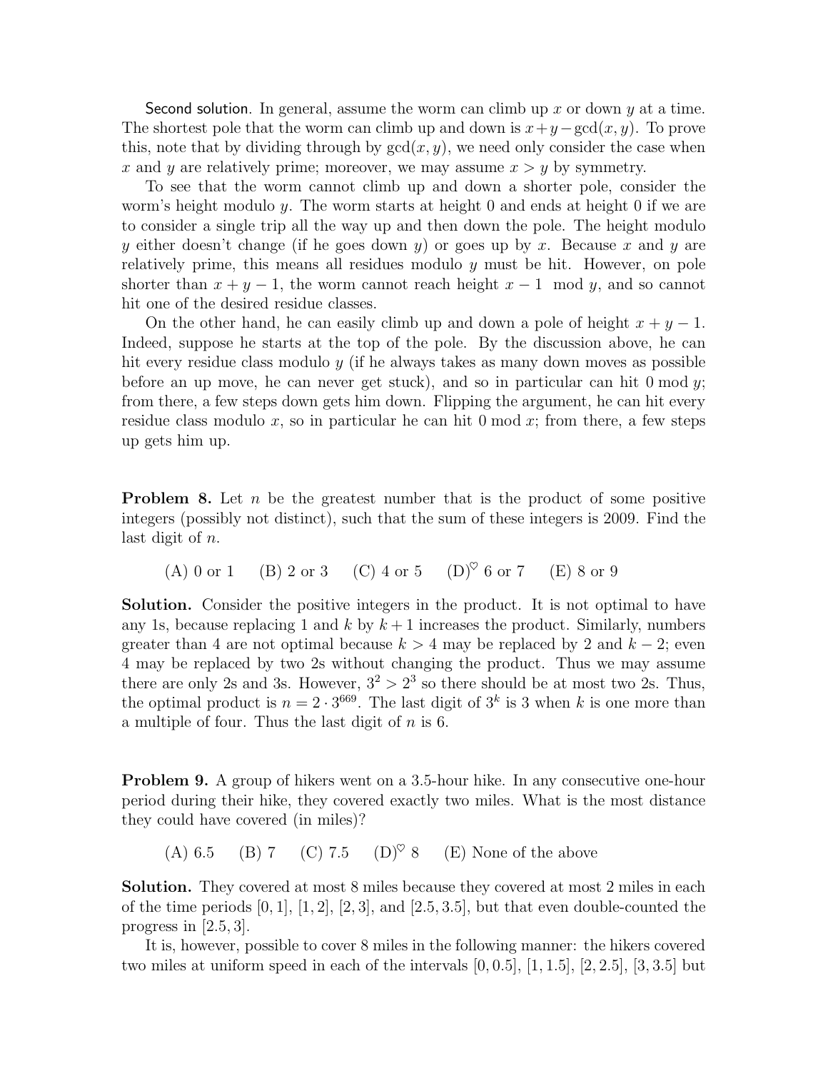Second solution. In general, assume the worm can climb up $x$ or down $y$ at a time. The shortest pole that the worm can climb up and down is $x+y-\gcd(x,y)$. To prove this, note that by dividing through by $\gcd(x,y)$, we need only consider the case when $x$ and $y$ are relatively prime; moreover, we may assume $x > y$ by symmetry.

To see that the worm cannot climb up and down a shorter pole, consider the worm's height modulo $y$. The worm starts at height 0 and ends at height 0 if we are to consider a single trip all the way up and then down the pole. The height modulo $y$ either doesn't change (if he goes down $y$) or goes up by $x$. Because $x$ and $y$ are relatively prime, this means all residues modulo $y$ must be hit. However, on pole shorter than $x+y-1$, the worm cannot reach height $x-1 \mod y$, and so cannot hit one of the desired residue classes.

On the other hand, he can easily climb up and down a pole of height $x+y-1$. Indeed, suppose he starts at the top of the pole. By the discussion above, he can hit every residue class modulo $y$ (if he always takes as many down moves as possible before an up move, he can never get stuck), and so in particular can hit $0 \bmod y$; from there, a few steps down gets him down. Flipping the argument, he can hit every residue class modulo $x$, so in particular he can hit $0 \bmod x$; from there, a few steps up gets him up.

**Problem 8.** Let $n$ be the greatest number that is the product of some positive integers (possibly not distinct), such that the sum of these integers is 2009. Find the last digit of $n$.

(A) 0 or 1 (B) 2 or 3 (C) 4 or 5 (D)$^\heartsuit$ 6 or 7 (E) 8 or 9

**Solution.** Consider the positive integers in the product. It is not optimal to have any 1s, because replacing 1 and $k$ by $k+1$ increases the product. Similarly, numbers greater than 4 are not optimal because $k > 4$ may be replaced by 2 and $k-2$; even 4 may be replaced by two 2s without changing the product. Thus we may assume there are only 2s and 3s. However, $3^2 > 2^3$ so there should be at most two 2s. Thus, the optimal product is $n = 2 \cdot 3^{669}$. The last digit of $3^k$ is 3 when $k$ is one more than a multiple of four. Thus the last digit of $n$ is 6.

**Problem 9.** A group of hikers went on a 3.5-hour hike. In any consecutive one-hour period during their hike, they covered exactly two miles. What is the most distance they could have covered (in miles)?

(A) 6.5 (B) 7 (C) 7.5 (D)$^\heartsuit$ 8 (E) None of the above

**Solution.** They covered at most 8 miles because they covered at most 2 miles in each of the time periods $[0,1]$, $[1,2]$, $[2,3]$, and $[2.5, 3.5]$, but that even double-counted the progress in $[2.5, 3]$.

It is, however, possible to cover 8 miles in the following manner: the hikers covered two miles at uniform speed in each of the intervals $[0, 0.5]$, $[1, 1.5]$, $[2, 2.5]$, $[3, 3.5]$ but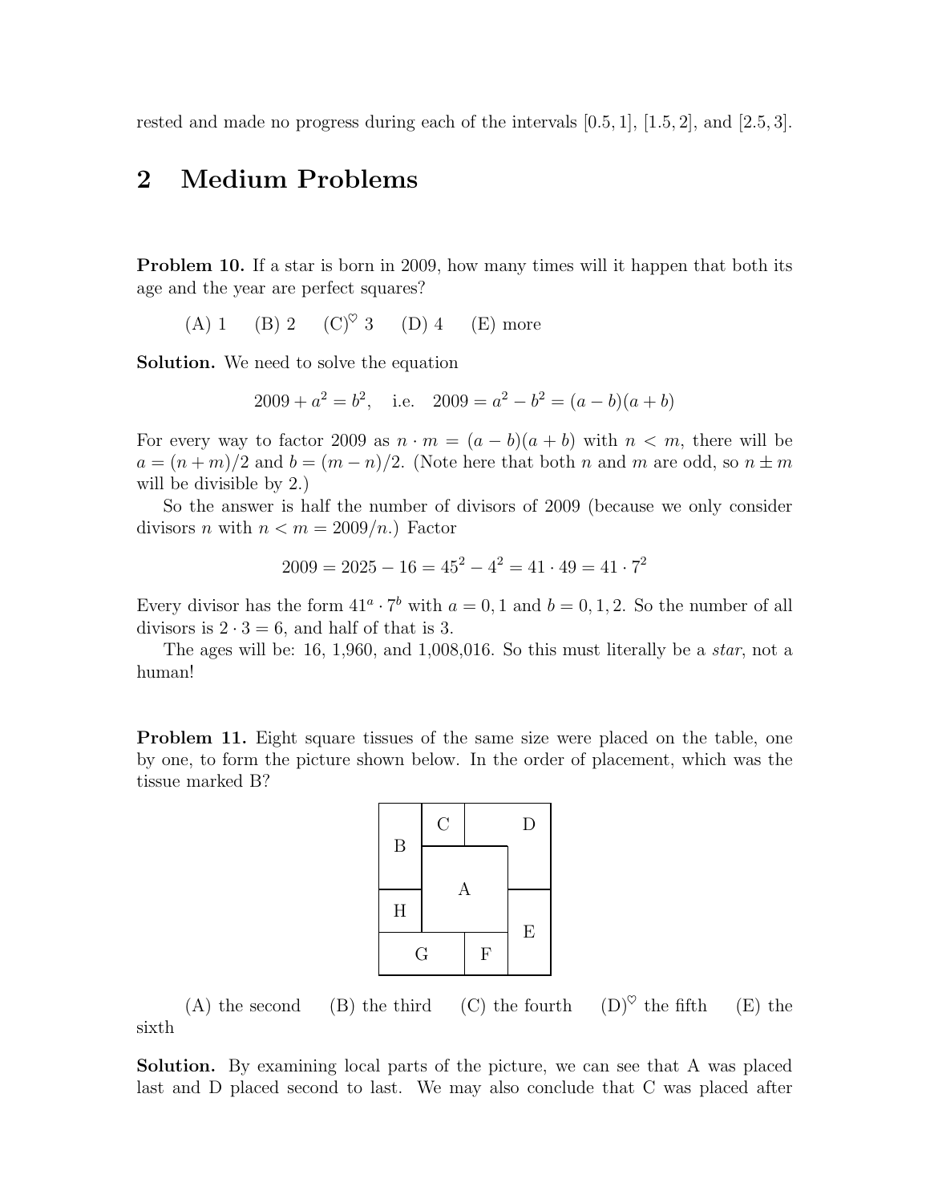rested and made no progress during each of the intervals [0.5, 1], [1.5, 2], and [2.5, 3].

## 2 Medium Problems

**Problem 10.** If a star is born in 2009, how many times will it happen that both its age and the year are perfect squares?

(A) 1  (B) 2  (C)$^\heartsuit$ 3  (D) 4  (E) more

**Solution.** We need to solve the equation

$$2009 + a^2 = b^2, \quad \text{i.e.} \quad 2009 = a^2 - b^2 = (a-b)(a+b)$$

For every way to factor 2009 as $n \cdot m = (a-b)(a+b)$ with $n < m$, there will be $a = (n+m)/2$ and $b = (m-n)/2$. (Note here that both $n$ and $m$ are odd, so $n \pm m$ will be divisible by 2.)

So the answer is half the number of divisors of 2009 (because we only consider divisors $n$ with $n < m = 2009/n$.) Factor

$$2009 = 2025 - 16 = 45^2 - 4^2 = 41 \cdot 49 = 41 \cdot 7^2$$

Every divisor has the form $41^a \cdot 7^b$ with $a = 0, 1$ and $b = 0, 1, 2$. So the number of all divisors is $2 \cdot 3 = 6$, and half of that is 3.

The ages will be: 16, 1,960, and 1,008,016. So this must literally be a *star*, not a human!

**Problem 11.** Eight square tissues of the same size were placed on the table, one by one, to form the picture shown below. In the order of placement, which was the tissue marked B?

(A) the second  (B) the third  (C) the fourth  (D)$^\heartsuit$ the fifth  (E) the sixth

**Solution.** By examining local parts of the picture, we can see that A was placed last and D placed second to last. We may also conclude that C was placed after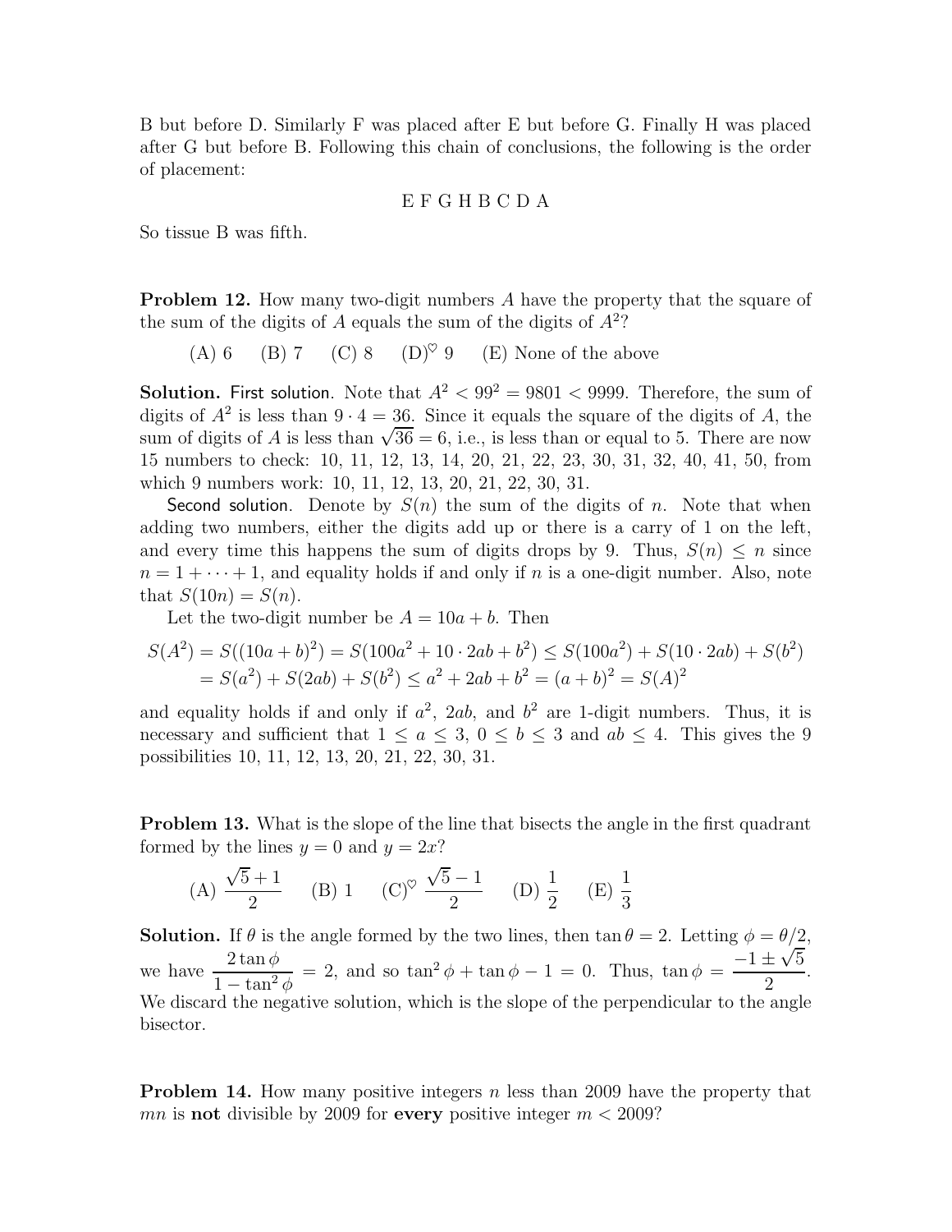B but before D. Similarly F was placed after E but before G. Finally H was placed after G but before B. Following this chain of conclusions, the following is the order of placement:

E F G H B C D A

So tissue B was fifth.

**Problem 12.** How many two-digit numbers $A$ have the property that the square of the sum of the digits of $A$ equals the sum of the digits of $A^2$?

(A) 6 (B) 7 (C) 8 (D)$^\heartsuit$ 9 (E) None of the above

**Solution.** First solution. Note that $A^2 < 99^2 = 9801 < 9999$. Therefore, the sum of digits of $A^2$ is less than $9 \cdot 4 = 36$. Since it equals the square of the digits of $A$, the sum of digits of $A$ is less than $\sqrt{36} = 6$, i.e., is less than or equal to 5. There are now 15 numbers to check: 10, 11, 12, 13, 14, 20, 21, 22, 23, 30, 31, 32, 40, 41, 50, from which 9 numbers work: 10, 11, 12, 13, 20, 21, 22, 30, 31.

Second solution. Denote by $S(n)$ the sum of the digits of $n$. Note that when adding two numbers, either the digits add up or there is a carry of 1 on the left, and every time this happens the sum of digits drops by 9. Thus, $S(n) \leq n$ since $n = 1 + \cdots + 1$, and equality holds if and only if $n$ is a one-digit number. Also, note that $S(10n) = S(n)$.

Let the two-digit number be $A = 10a + b$. Then

$$S(A^2) = S((10a+b)^2) = S(100a^2 + 10 \cdot 2ab + b^2) \leq S(100a^2) + S(10 \cdot 2ab) + S(b^2)$$
$$= S(a^2) + S(2ab) + S(b^2) \leq a^2 + 2ab + b^2 = (a+b)^2 = S(A)^2$$

and equality holds if and only if $a^2$, $2ab$, and $b^2$ are 1-digit numbers. Thus, it is necessary and sufficient that $1 \leq a \leq 3$, $0 \leq b \leq 3$ and $ab \leq 4$. This gives the 9 possibilities 10, 11, 12, 13, 20, 21, 22, 30, 31.

**Problem 13.** What is the slope of the line that bisects the angle in the first quadrant formed by the lines $y = 0$ and $y = 2x$?

(A) $\dfrac{\sqrt{5}+1}{2}$ (B) 1 (C)$^\heartsuit$ $\dfrac{\sqrt{5}-1}{2}$ (D) $\dfrac{1}{2}$ (E) $\dfrac{1}{3}$

**Solution.** If $\theta$ is the angle formed by the two lines, then $\tan\theta = 2$. Letting $\phi = \theta/2$, we have $\dfrac{2\tan\phi}{1-\tan^2\phi} = 2$, and so $\tan^2\phi + \tan\phi - 1 = 0$. Thus, $\tan\phi = \dfrac{-1 \pm \sqrt{5}}{2}$. We discard the negative solution, which is the slope of the perpendicular to the angle bisector.

**Problem 14.** How many positive integers $n$ less than 2009 have the property that $mn$ is **not** divisible by 2009 for **every** positive integer $m < 2009$?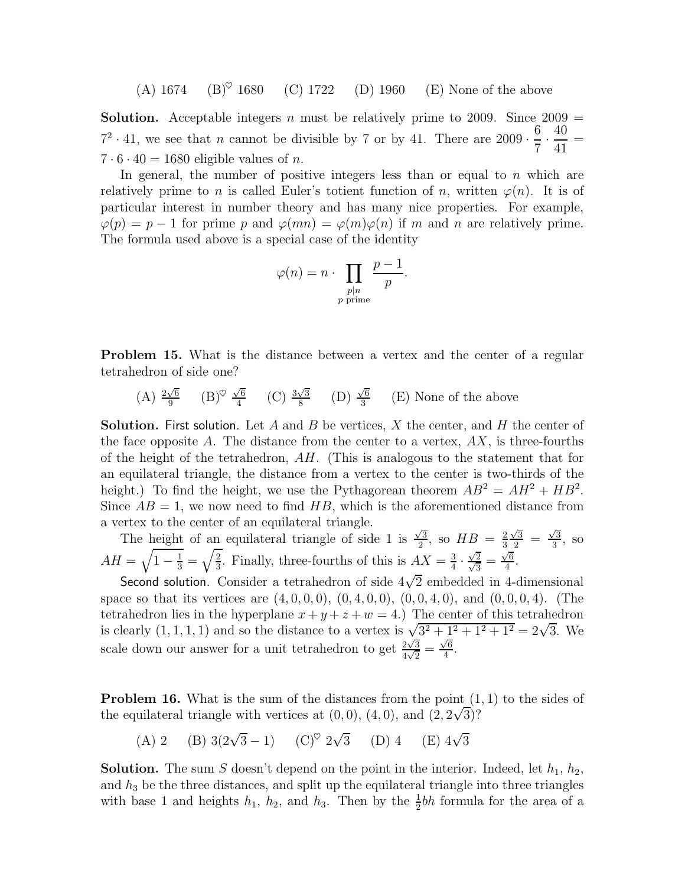(A) 1674 (B)$^\heartsuit$ 1680 (C) 1722 (D) 1960 (E) None of the above

**Solution.** Acceptable integers $n$ must be relatively prime to 2009. Since $2009 = 7^2 \cdot 41$, we see that $n$ cannot be divisible by 7 or by 41. There are $2009 \cdot \dfrac{6}{7} \cdot \dfrac{40}{41} = 7 \cdot 6 \cdot 40 = 1680$ eligible values of $n$.

In general, the number of positive integers less than or equal to $n$ which are relatively prime to $n$ is called Euler's totient function of $n$, written $\varphi(n)$. It is of particular interest in number theory and has many nice properties. For example, $\varphi(p) = p - 1$ for prime $p$ and $\varphi(mn) = \varphi(m)\varphi(n)$ if $m$ and $n$ are relatively prime. The formula used above is a special case of the identity

$$\varphi(n) = n \cdot \prod_{\substack{p \mid n \\ p \text{ prime}}} \frac{p-1}{p}.$$

**Problem 15.** What is the distance between a vertex and the center of a regular tetrahedron of side one?

(A) $\frac{2\sqrt{6}}{9}$ (B)$^\heartsuit$ $\frac{\sqrt{6}}{4}$ (C) $\frac{3\sqrt{3}}{8}$ (D) $\frac{\sqrt{6}}{3}$ (E) None of the above

**Solution.** First solution. Let $A$ and $B$ be vertices, $X$ the center, and $H$ the center of the face opposite $A$. The distance from the center to a vertex, $AX$, is three-fourths of the height of the tetrahedron, $AH$. (This is analogous to the statement that for an equilateral triangle, the distance from a vertex to the center is two-thirds of the height.) To find the height, we use the Pythagorean theorem $AB^2 = AH^2 + HB^2$. Since $AB = 1$, we now need to find $HB$, which is the aforementioned distance from a vertex to the center of an equilateral triangle.

The height of an equilateral triangle of side 1 is $\frac{\sqrt{3}}{2}$, so $HB = \frac{2}{3}\frac{\sqrt{3}}{2} = \frac{\sqrt{3}}{3}$, so $AH = \sqrt{1 - \frac{1}{3}} = \sqrt{\frac{2}{3}}$. Finally, three-fourths of this is $AX = \frac{3}{4} \cdot \frac{\sqrt{2}}{\sqrt{3}} = \frac{\sqrt{6}}{4}$.

Second solution. Consider a tetrahedron of side $4\sqrt{2}$ embedded in 4-dimensional space so that its vertices are $(4,0,0,0)$, $(0,4,0,0)$, $(0,0,4,0)$, and $(0,0,0,4)$. (The tetrahedron lies in the hyperplane $x + y + z + w = 4$.) The center of this tetrahedron is clearly $(1,1,1,1)$ and so the distance to a vertex is $\sqrt{3^2 + 1^2 + 1^2 + 1^2} = 2\sqrt{3}$. We scale down our answer for a unit tetrahedron to get $\frac{2\sqrt{3}}{4\sqrt{2}} = \frac{\sqrt{6}}{4}$.

**Problem 16.** What is the sum of the distances from the point $(1,1)$ to the sides of the equilateral triangle with vertices at $(0,0)$, $(4,0)$, and $(2, 2\sqrt{3})$?

(A) 2 (B) $3(2\sqrt{3} - 1)$ (C)$^\heartsuit$ $2\sqrt{3}$ (D) 4 (E) $4\sqrt{3}$

**Solution.** The sum $S$ doesn't depend on the point in the interior. Indeed, let $h_1$, $h_2$, and $h_3$ be the three distances, and split up the equilateral triangle into three triangles with base 1 and heights $h_1$, $h_2$, and $h_3$. Then by the $\frac{1}{2}bh$ formula for the area of a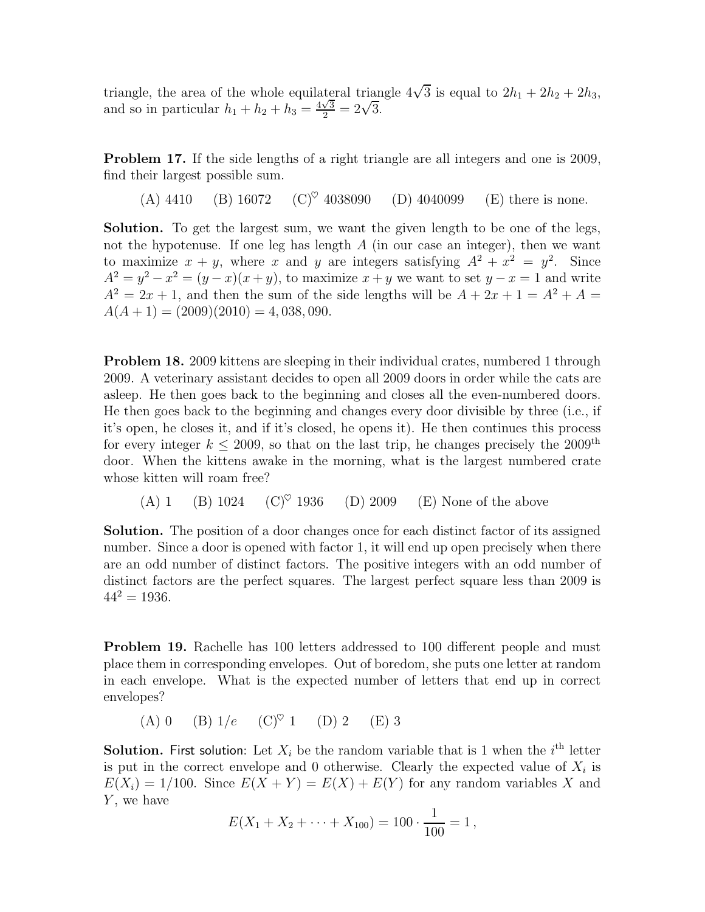triangle, the area of the whole equilateral triangle $4\sqrt{3}$ is equal to $2h_1 + 2h_2 + 2h_3$, and so in particular $h_1 + h_2 + h_3 = \frac{4\sqrt{3}}{2} = 2\sqrt{3}$.

**Problem 17.** If the side lengths of a right triangle are all integers and one is 2009, find their largest possible sum.

(A) 4410 (B) 16072 (C)$^\heartsuit$ 4038090 (D) 4040099 (E) there is none.

**Solution.** To get the largest sum, we want the given length to be one of the legs, not the hypotenuse. If one leg has length $A$ (in our case an integer), then we want to maximize $x + y$, where $x$ and $y$ are integers satisfying $A^2 + x^2 = y^2$. Since $A^2 = y^2 - x^2 = (y - x)(x + y)$, to maximize $x + y$ we want to set $y - x = 1$ and write $A^2 = 2x + 1$, and then the sum of the side lengths will be $A + 2x + 1 = A^2 + A = A(A + 1) = (2009)(2010) = 4,038,090$.

**Problem 18.** 2009 kittens are sleeping in their individual crates, numbered 1 through 2009. A veterinary assistant decides to open all 2009 doors in order while the cats are asleep. He then goes back to the beginning and closes all the even-numbered doors. He then goes back to the beginning and changes every door divisible by three (i.e., if it's open, he closes it, and if it's closed, he opens it). He then continues this process for every integer $k \leq 2009$, so that on the last trip, he changes precisely the 2009$^{\text{th}}$ door. When the kittens awake in the morning, what is the largest numbered crate whose kitten will roam free?

(A) 1 (B) 1024 (C)$^\heartsuit$ 1936 (D) 2009 (E) None of the above

**Solution.** The position of a door changes once for each distinct factor of its assigned number. Since a door is opened with factor 1, it will end up open precisely when there are an odd number of distinct factors. The positive integers with an odd number of distinct factors are the perfect squares. The largest perfect square less than 2009 is $44^2 = 1936$.

**Problem 19.** Rachelle has 100 letters addressed to 100 different people and must place them in corresponding envelopes. Out of boredom, she puts one letter at random in each envelope. What is the expected number of letters that end up in correct envelopes?

(A) 0 (B) $1/e$ (C)$^\heartsuit$ 1 (D) 2 (E) 3

**Solution.** First solution: Let $X_i$ be the random variable that is 1 when the $i^{\text{th}}$ letter is put in the correct envelope and 0 otherwise. Clearly the expected value of $X_i$ is $E(X_i) = 1/100$. Since $E(X + Y) = E(X) + E(Y)$ for any random variables $X$ and $Y$, we have

$$E(X_1 + X_2 + \cdots + X_{100}) = 100 \cdot \frac{1}{100} = 1\,,$$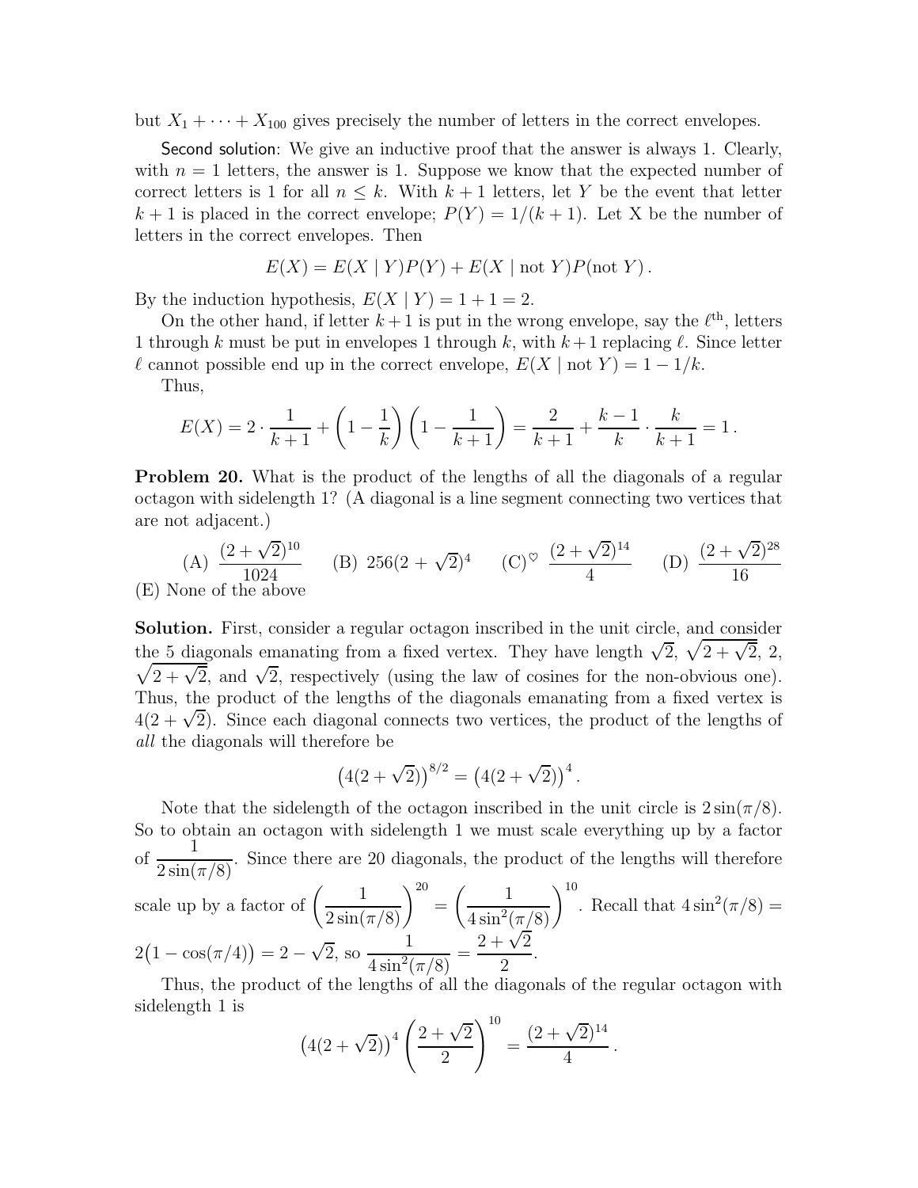but $X_1 + \cdots + X_{100}$ gives precisely the number of letters in the correct envelopes.

Second solution: We give an inductive proof that the answer is always 1. Clearly, with $n = 1$ letters, the answer is 1. Suppose we know that the expected number of correct letters is 1 for all $n \leq k$. With $k+1$ letters, let $Y$ be the event that letter $k+1$ is placed in the correct envelope; $P(Y) = 1/(k+1)$. Let X be the number of letters in the correct envelopes. Then

$$E(X) = E(X \mid Y)P(Y) + E(X \mid \text{not } Y)P(\text{not } Y)\,.$$

By the induction hypothesis, $E(X \mid Y) = 1 + 1 = 2$.

On the other hand, if letter $k+1$ is put in the wrong envelope, say the $\ell^{\text{th}}$, letters 1 through $k$ must be put in envelopes 1 through $k$, with $k+1$ replacing $\ell$. Since letter $\ell$ cannot possible end up in the correct envelope, $E(X \mid \text{not } Y) = 1 - 1/k$.

Thus,

$$E(X) = 2 \cdot \frac{1}{k+1} + \left(1 - \frac{1}{k}\right)\left(1 - \frac{1}{k+1}\right) = \frac{2}{k+1} + \frac{k-1}{k} \cdot \frac{k}{k+1} = 1\,.$$

**Problem 20.** What is the product of the lengths of all the diagonals of a regular octagon with sidelength 1? (A diagonal is a line segment connecting two vertices that are not adjacent.)

(A) $\dfrac{(2+\sqrt{2})^{10}}{1024}$ (B) $256(2+\sqrt{2})^4$ (C)$^\heartsuit$ $\dfrac{(2+\sqrt{2})^{14}}{4}$ (D) $\dfrac{(2+\sqrt{2})^{28}}{16}$
(E) None of the above

**Solution.** First, consider a regular octagon inscribed in the unit circle, and consider the 5 diagonals emanating from a fixed vertex. They have length $\sqrt{2}$, $\sqrt{2+\sqrt{2}}$, 2, $\sqrt{2+\sqrt{2}}$, and $\sqrt{2}$, respectively (using the law of cosines for the non-obvious one). Thus, the product of the lengths of the diagonals emanating from a fixed vertex is $4(2+\sqrt{2})$. Since each diagonal connects two vertices, the product of the lengths of *all* the diagonals will therefore be

$$\big(4(2+\sqrt{2})\big)^{8/2} = \big(4(2+\sqrt{2})\big)^4\,.$$

Note that the sidelength of the octagon inscribed in the unit circle is $2\sin(\pi/8)$. So to obtain an octagon with sidelength 1 we must scale everything up by a factor of $\dfrac{1}{2\sin(\pi/8)}$. Since there are 20 diagonals, the product of the lengths will therefore scale up by a factor of $\left(\dfrac{1}{2\sin(\pi/8)}\right)^{20} = \left(\dfrac{1}{4\sin^2(\pi/8)}\right)^{10}$. Recall that $4\sin^2(\pi/8) = 2\big(1-\cos(\pi/4)\big) = 2-\sqrt{2}$, so $\dfrac{1}{4\sin^2(\pi/8)} = \dfrac{2+\sqrt{2}}{2}$.

Thus, the product of the lengths of all the diagonals of the regular octagon with sidelength 1 is

$$\big(4(2+\sqrt{2})\big)^4 \left(\frac{2+\sqrt{2}}{2}\right)^{10} = \frac{(2+\sqrt{2})^{14}}{4}\,.$$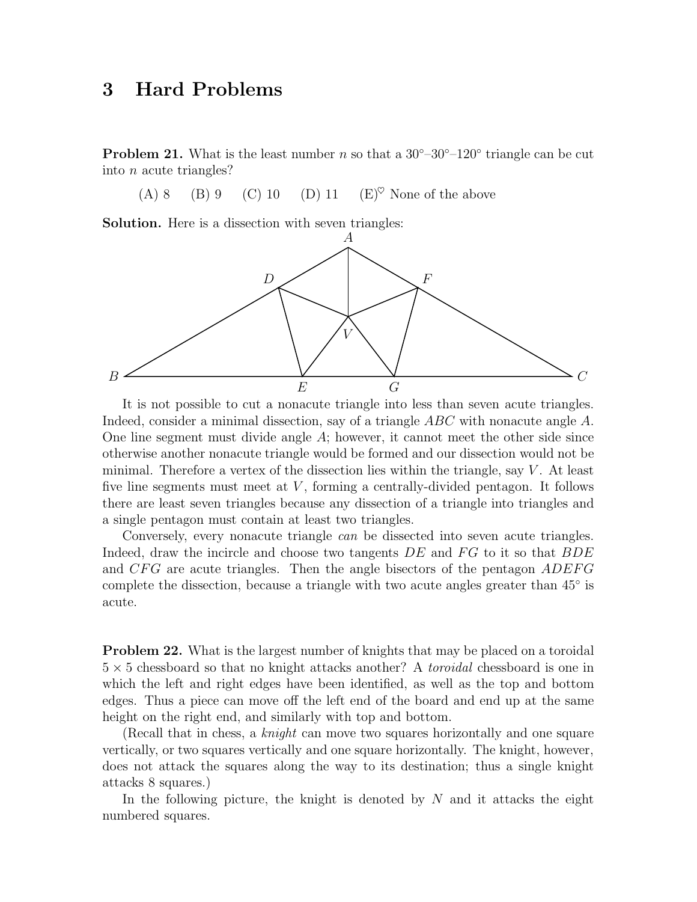## 3 Hard Problems

**Problem 21.** What is the least number $n$ so that a $30°$–$30°$–$120°$ triangle can be cut into $n$ acute triangles?

(A) 8 (B) 9 (C) 10 (D) 11 (E)$^\heartsuit$ None of the above

**Solution.** Here is a dissection with seven triangles:

It is not possible to cut a nonacute triangle into less than seven acute triangles. Indeed, consider a minimal dissection, say of a triangle $ABC$ with nonacute angle $A$. One line segment must divide angle $A$; however, it cannot meet the other side since otherwise another nonacute triangle would be formed and our dissection would not be minimal. Therefore a vertex of the dissection lies within the triangle, say $V$. At least five line segments must meet at $V$, forming a centrally-divided pentagon. It follows there are least seven triangles because any dissection of a triangle into triangles and a single pentagon must contain at least two triangles.

Conversely, every nonacute triangle *can* be dissected into seven acute triangles. Indeed, draw the incircle and choose two tangents $DE$ and $FG$ to it so that $BDE$ and $CFG$ are acute triangles. Then the angle bisectors of the pentagon $ADEFG$ complete the dissection, because a triangle with two acute angles greater than $45°$ is acute.

**Problem 22.** What is the largest number of knights that may be placed on a toroidal $5 \times 5$ chessboard so that no knight attacks another? A *toroidal* chessboard is one in which the left and right edges have been identified, as well as the top and bottom edges. Thus a piece can move off the left end of the board and end up at the same height on the right end, and similarly with top and bottom.

(Recall that in chess, a *knight* can move two squares horizontally and one square vertically, or two squares vertically and one square horizontally. The knight, however, does not attack the squares along the way to its destination; thus a single knight attacks 8 squares.)

In the following picture, the knight is denoted by $N$ and it attacks the eight numbered squares.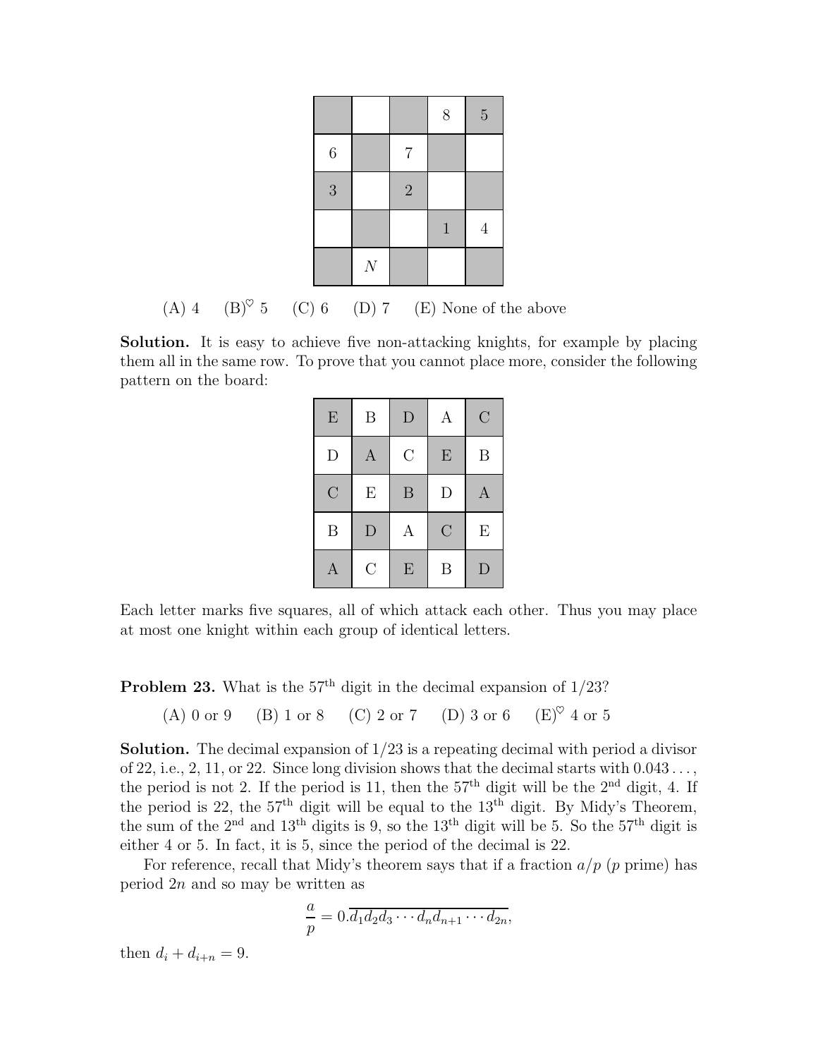|  |  |  | 8 | 5 |
|---|---|---|---|---|
| 6 |  | 7 |  |  |
| 3 |  | 2 |  |  |
|  |  |  | 1 | 4 |
|  | $N$ |  |  |  |

(A) 4 (B)♡ 5 (C) 6 (D) 7 (E) None of the above

**Solution.** It is easy to achieve five non-attacking knights, for example by placing them all in the same row. To prove that you cannot place more, consider the following pattern on the board:

| E | B | D | A | C |
|---|---|---|---|---|
| D | A | C | E | B |
| C | E | B | D | A |
| B | D | A | C | E |
| A | C | E | B | D |

Each letter marks five squares, all of which attack each other. Thus you may place at most one knight within each group of identical letters.

**Problem 23.** What is the 57th digit in the decimal expansion of $1/23$?

(A) 0 or 9 (B) 1 or 8 (C) 2 or 7 (D) 3 or 6 (E)♡ 4 or 5

**Solution.** The decimal expansion of $1/23$ is a repeating decimal with period a divisor of 22, i.e., 2, 11, or 22. Since long division shows that the decimal starts with $0.043\ldots$, the period is not 2. If the period is 11, then the 57th digit will be the 2nd digit, 4. If the period is 22, the 57th digit will be equal to the 13th digit. By Midy's Theorem, the sum of the 2nd and 13th digits is 9, so the 13th digit will be 5. So the 57th digit is either 4 or 5. In fact, it is 5, since the period of the decimal is 22.

For reference, recall that Midy's theorem says that if a fraction $a/p$ ($p$ prime) has period $2n$ and so may be written as

$$\frac{a}{p} = 0.\overline{d_1 d_2 d_3 \cdots d_n d_{n+1} \cdots d_{2n}},$$

then $d_i + d_{i+n} = 9$.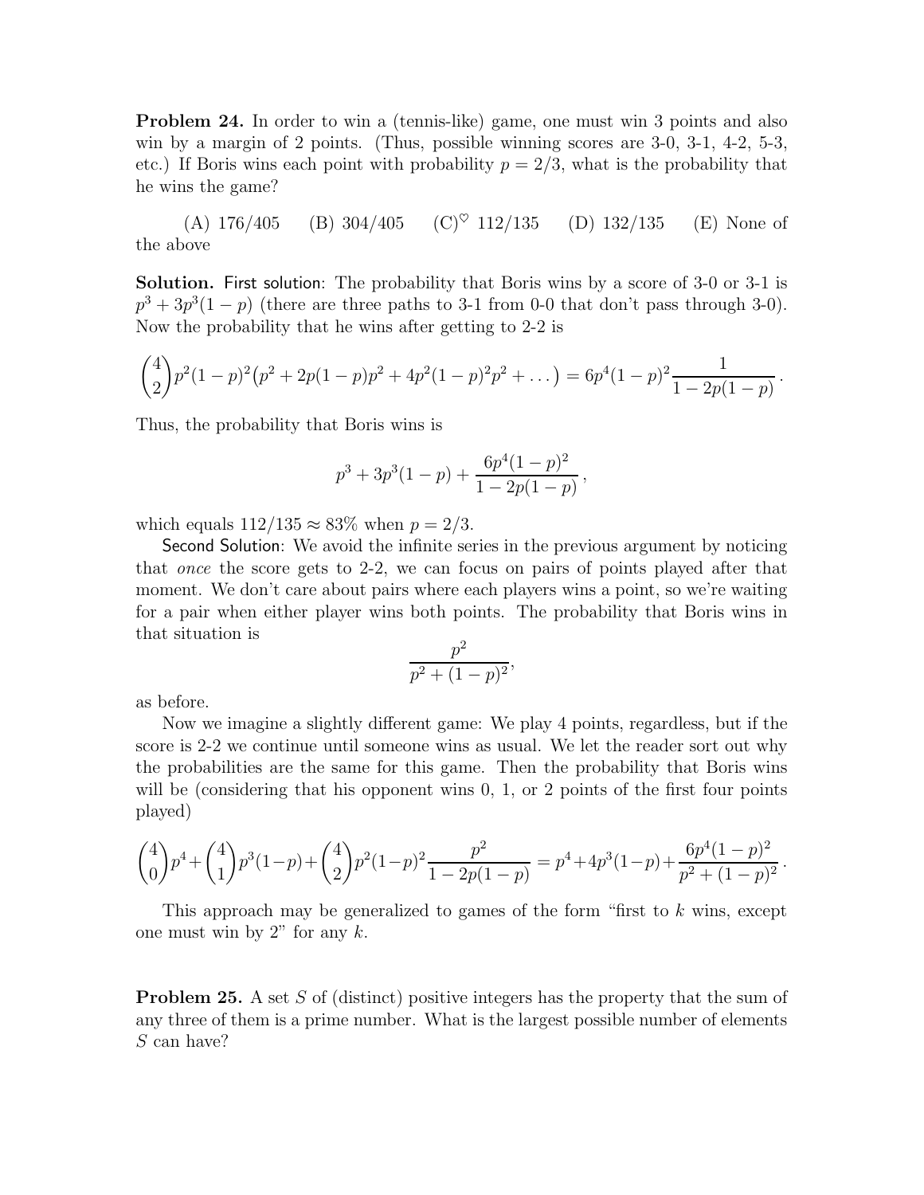**Problem 24.** In order to win a (tennis-like) game, one must win 3 points and also win by a margin of 2 points. (Thus, possible winning scores are 3-0, 3-1, 4-2, 5-3, etc.) If Boris wins each point with probability $p = 2/3$, what is the probability that he wins the game?

(A) 176/405 (B) 304/405 (C)$^\heartsuit$ 112/135 (D) 132/135 (E) None of the above

**Solution.** First solution: The probability that Boris wins by a score of 3-0 or 3-1 is $p^3 + 3p^3(1-p)$ (there are three paths to 3-1 from 0-0 that don't pass through 3-0). Now the probability that he wins after getting to 2-2 is

$$\binom{4}{2}p^2(1-p)^2\big(p^2 + 2p(1-p)p^2 + 4p^2(1-p)^2p^2 + \dots\big) = 6p^4(1-p)^2\frac{1}{1-2p(1-p)}\,.$$

Thus, the probability that Boris wins is

$$p^3 + 3p^3(1-p) + \frac{6p^4(1-p)^2}{1-2p(1-p)}\,,$$

which equals $112/135 \approx 83\%$ when $p = 2/3$.

Second Solution: We avoid the infinite series in the previous argument by noticing that *once* the score gets to 2-2, we can focus on pairs of points played after that moment. We don't care about pairs where each players wins a point, so we're waiting for a pair when either player wins both points. The probability that Boris wins in that situation is

$$\frac{p^2}{p^2 + (1-p)^2},$$

as before.

Now we imagine a slightly different game: We play 4 points, regardless, but if the score is 2-2 we continue until someone wins as usual. We let the reader sort out why the probabilities are the same for this game. Then the probability that Boris wins will be (considering that his opponent wins 0, 1, or 2 points of the first four points played)

$$\binom{4}{0}p^4 + \binom{4}{1}p^3(1-p) + \binom{4}{2}p^2(1-p)^2\frac{p^2}{1-2p(1-p)} = p^4 + 4p^3(1-p) + \frac{6p^4(1-p)^2}{p^2+(1-p)^2}\,.$$

This approach may be generalized to games of the form "first to $k$ wins, except one must win by 2" for any $k$.

**Problem 25.** A set $S$ of (distinct) positive integers has the property that the sum of any three of them is a prime number. What is the largest possible number of elements $S$ can have?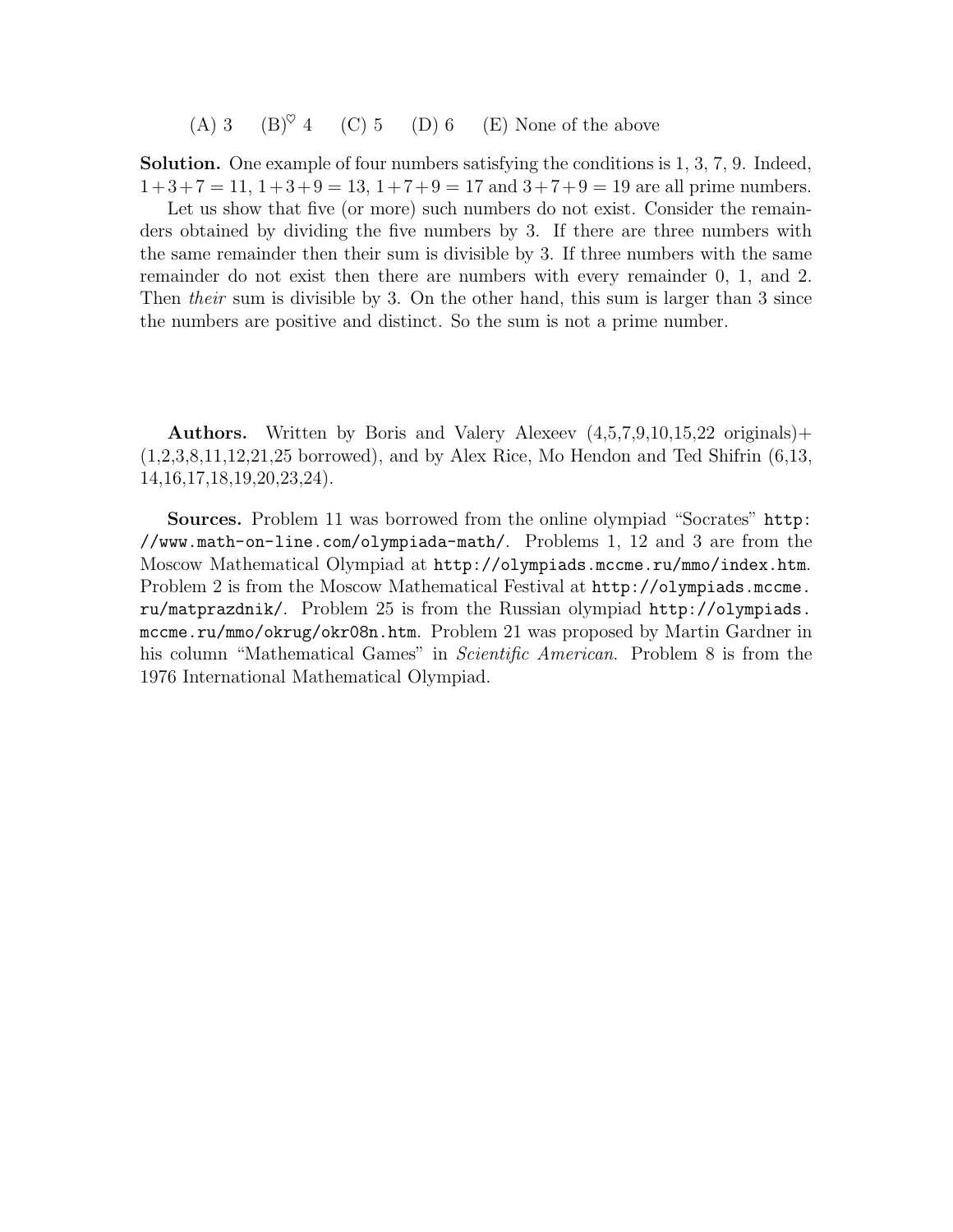(A) 3 (B)♡ 4 (C) 5 (D) 6 (E) None of the above

**Solution.** One example of four numbers satisfying the conditions is 1, 3, 7, 9. Indeed, $1+3+7 = 11$, $1+3+9 = 13$, $1+7+9 = 17$ and $3+7+9 = 19$ are all prime numbers.

Let us show that five (or more) such numbers do not exist. Consider the remainders obtained by dividing the five numbers by 3. If there are three numbers with the same remainder then their sum is divisible by 3. If three numbers with the same remainder do not exist then there are numbers with every remainder 0, 1, and 2. Then *their* sum is divisible by 3. On the other hand, this sum is larger than 3 since the numbers are positive and distinct. So the sum is not a prime number.

**Authors.** Written by Boris and Valery Alexeev (4,5,7,9,10,15,22 originals)+ (1,2,3,8,11,12,21,25 borrowed), and by Alex Rice, Mo Hendon and Ted Shifrin (6,13, 14,16,17,18,19,20,23,24).

**Sources.** Problem 11 was borrowed from the online olympiad "Socrates" `http://www.math-on-line.com/olympiada-math/`. Problems 1, 12 and 3 are from the Moscow Mathematical Olympiad at `http://olympiads.mccme.ru/mmo/index.htm`. Problem 2 is from the Moscow Mathematical Festival at `http://olympiads.mccme.ru/matprazdnik/`. Problem 25 is from the Russian olympiad `http://olympiads.mccme.ru/mmo/okrug/okr08n.htm`. Problem 21 was proposed by Martin Gardner in his column "Mathematical Games" in *Scientific American*. Problem 8 is from the 1976 International Mathematical Olympiad.